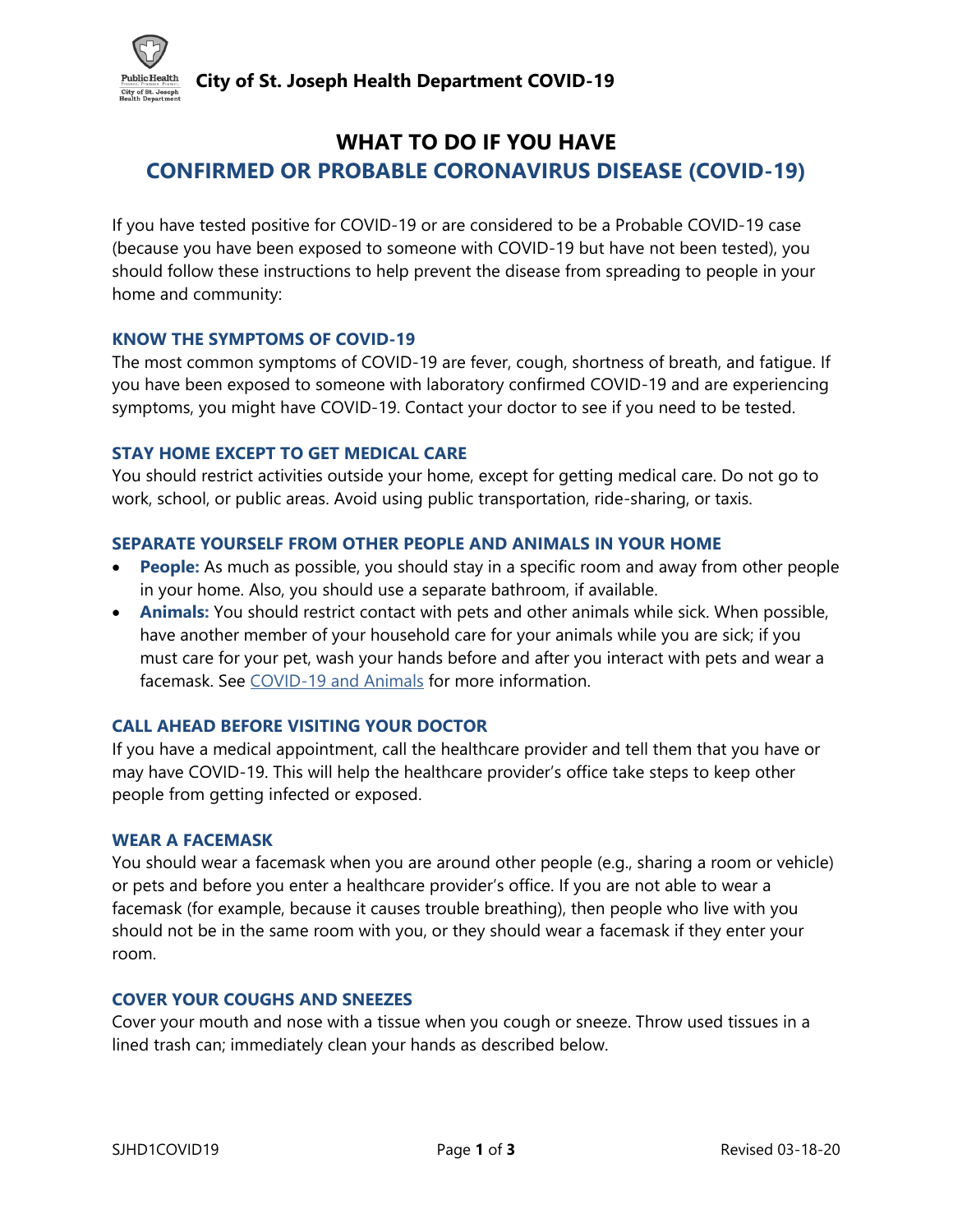**City of St. Joseph Health Department COVID-19**

# WHAT TO DO IF YOU HAVE CONFIRMED OR PROBABLE CORONAVIRUS DISEASE (COVID-19)

If you have tested positive for COVID-19 or are considered to be a Probable COVID-19 case (because you have been exposed to someone with COVID-19 but have not been tested), you should follow these instructions to help prevent the disease from spreading to people in your home and community:

### KNOW THE SYMPTOMS OF COVID-19

The most common symptoms of COVID-19 are fever, cough, shortness of breath, and fatigue. If you have been exposed to someone with laboratory confirmed COVID-19 and are experiencing symptoms, you might have COVID-19. Contact your doctor to see if you need to be tested.

### STAY HOME EXCEPT TO GET MEDICAL CARE

You should restrict activities outside your home, except for getting medical care. Do not go to work, school, or public areas. Avoid using public transportation, ride-sharing, or taxis.

### SEPARATE YOURSELF FROM OTHER PEOPLE AND ANIMALS IN YOUR HOME

- **People:** As much as possible, you should stay in a specific room and away from other people in your home. Also, you should use a separate bathroom, if available.
- **Animals:** You should restrict contact with pets and other animals while sick. When possible, have another member of your household care for your animals while you are sick; if you must care for your pet, wash your hands before and after you interact with pets and wear a facemask. See COVID-19 and Animals for more information.

### CALL AHEAD BEFORE VISITING YOUR DOCTOR

If you have a medical appointment, call the healthcare provider and tell them that you have or may have COVID-19. This will help the healthcare provider's office take steps to keep other people from getting infected or exposed.

### WEAR A FACEMASK

You should wear a facemask when you are around other people (e.g., sharing a room or vehicle) or pets and before you enter a healthcare provider's office. If you are not able to wear a facemask (for example, because it causes trouble breathing), then people who live with you should not be in the same room with you, or they should wear a facemask if they enter your room.

### COVER YOUR COUGHS AND SNEEZES

Cover your mouth and nose with a tissue when you cough or sneeze. Throw used tissues in a lined trash can; immediately clean your hands as described below.

SJHD1COVID19 Revised 03-18-20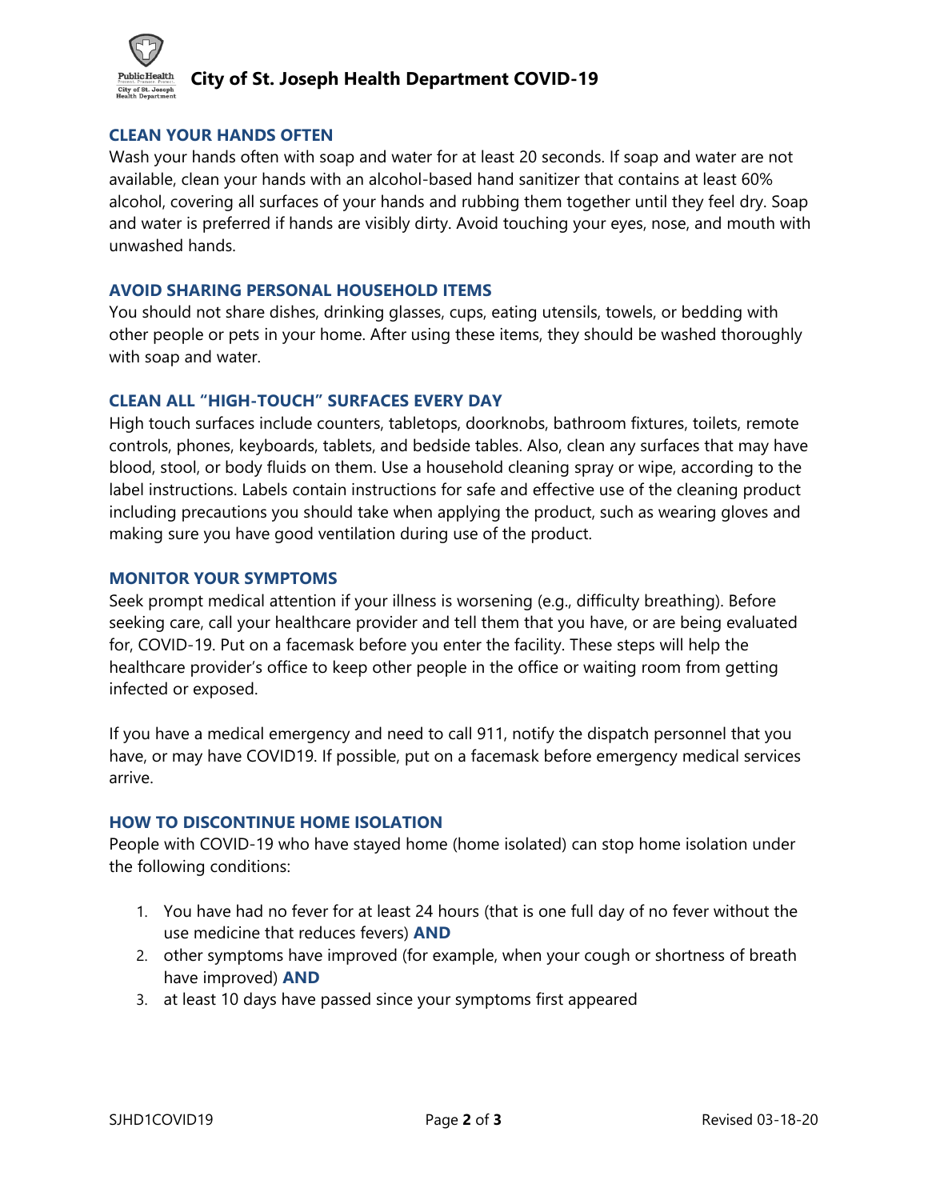## CLEAN YOUR HANDS OFTEN

Wash your hands often with soap and water for at least 20 seconds. If soap and water are not available, clean your hands with an alcohol-based hand sanitizer that contains at least 60% alcohol, covering all surfaces of your hands and rubbing them together until they feel dry. Soap and water is preferred if hands are visibly dirty. Avoid touching your eyes, nose, and mouth with unwashed hands.

## AVOID SHARING PERSONAL HOUSEHOLD ITEMS

You should not share dishes, drinking glasses, cups, eating utensils, towels, or bedding with other people or pets in your home. After using these items, they should be washed thoroughly with soap and water.

## CLEAN ALL "HIGH-TOUCH" SURFACES EVERY DAY

High touch surfaces include counters, tabletops, doorknobs, bathroom fixtures, toilets, remote controls, phones, keyboards, tablets, and bedside tables. Also, clean any surfaces that may have blood, stool, or body fluids on them. Use a household cleaning spray or wipe, according to the label instructions. Labels contain instructions for safe and effective use of the cleaning product including precautions you should take when applying the product, such as wearing gloves and making sure you have good ventilation during use of the product.

## MONITOR YOUR SYMPTOMS

Seek prompt medical attention if your illness is worsening (e.g., difficulty breathing). Before seeking care, call your healthcare provider and tell them that you have, or are being evaluated for, COVID-19. Put on a facemask before you enter the facility. These steps will help the healthcare provider's office to keep other people in the office or waiting room from getting infected or exposed.

If you have a medical emergency and need to call 911, notify the dispatch personnel that you have, or may have COVID19. If possible, put on a facemask before emergency medical services arrive.

## HOW TO DISCONTINUE HOME ISOLATION

People with COVID-19 who have stayed home (home isolated) can stop home isolation under the following conditions:

1. You have had no fever for at least 24 hours (that is one full day of no fever without the use medicine that reduces fevers) **AND**
2. other symptoms have improved (for example, when your cough or shortness of breath have improved) **AND**
3. at least 10 days have passed since your symptoms first appeared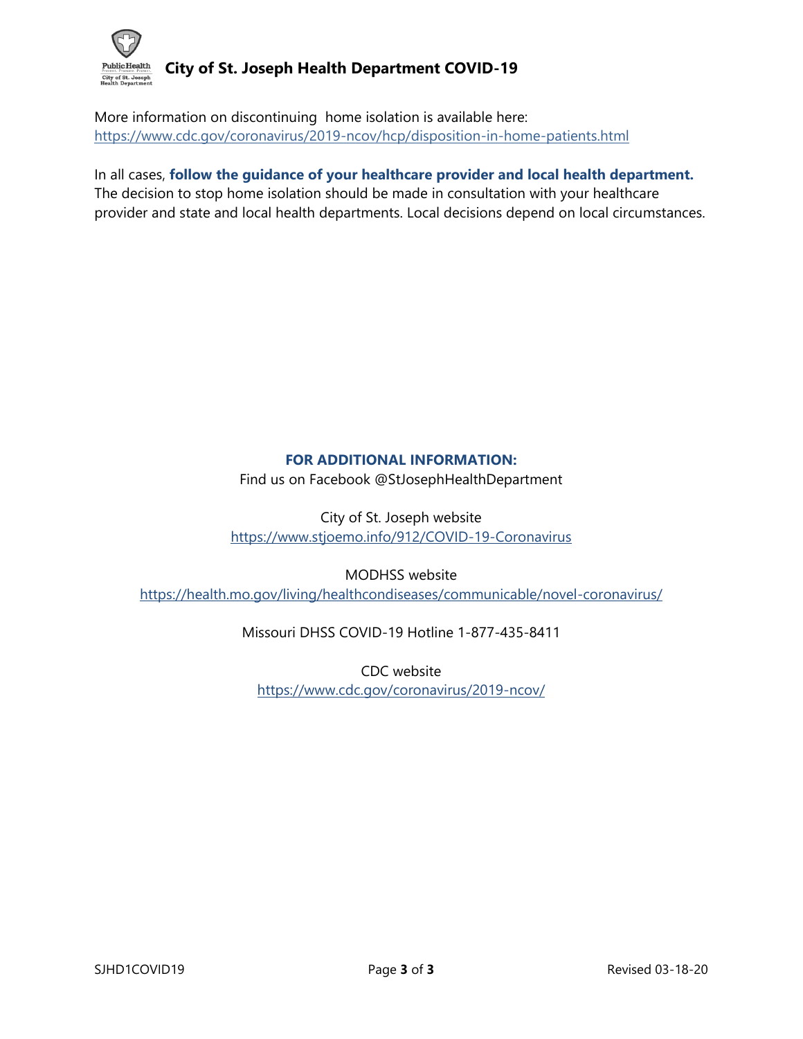More information on discontinuing home isolation is available here:
https://www.cdc.gov/coronavirus/2019-ncov/hcp/disposition-in-home-patients.html

In all cases, **follow the guidance of your healthcare provider and local health department.** The decision to stop home isolation should be made in consultation with your healthcare provider and state and local health departments. Local decisions depend on local circumstances.

**FOR ADDITIONAL INFORMATION:**

Find us on Facebook @StJosephHealthDepartment

City of St. Joseph website
https://www.stjoemo.info/912/COVID-19-Coronavirus

MODHSS website
https://health.mo.gov/living/healthcondiseases/communicable/novel-coronavirus/

Missouri DHSS COVID-19 Hotline 1-877-435-8411

CDC website
https://www.cdc.gov/coronavirus/2019-ncov/